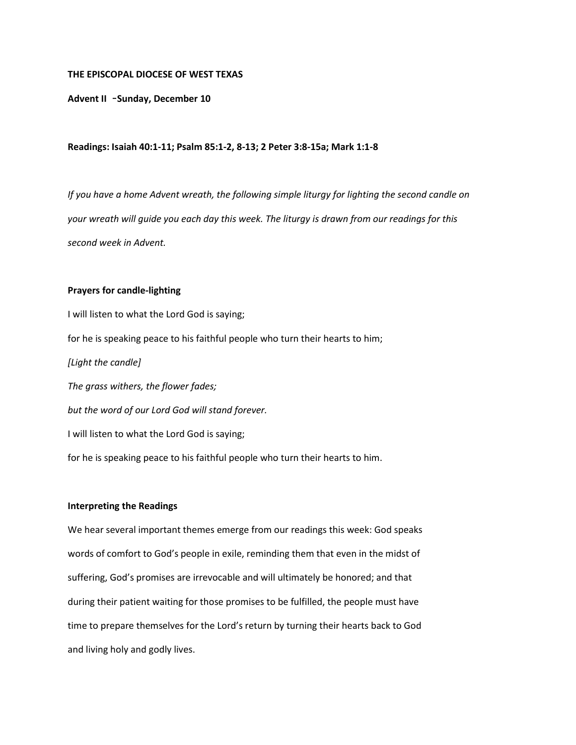**THE EPISCOPAL DIOCESE OF WEST TEXAS**

**Advent II -Sunday, December 10**

**Readings: Isaiah 40:1-11; Psalm 85:1-2, 8-13; 2 Peter 3:8-15a; Mark 1:1-8**

*If you have a home Advent wreath, the following simple liturgy for lighting the second candle on your wreath will guide you each day this week. The liturgy is drawn from our readings for this second week in Advent.*

**Prayers for candle-lighting**

I will listen to what the Lord God is saying;

for he is speaking peace to his faithful people who turn their hearts to him;

*[Light the candle]*

*The grass withers, the flower fades;*

*but the word of our Lord God will stand forever.*

I will listen to what the Lord God is saying;

for he is speaking peace to his faithful people who turn their hearts to him.

**Interpreting the Readings**

We hear several important themes emerge from our readings this week: God speaks words of comfort to God's people in exile, reminding them that even in the midst of suffering, God's promises are irrevocable and will ultimately be honored; and that during their patient waiting for those promises to be fulfilled, the people must have time to prepare themselves for the Lord's return by turning their hearts back to God and living holy and godly lives.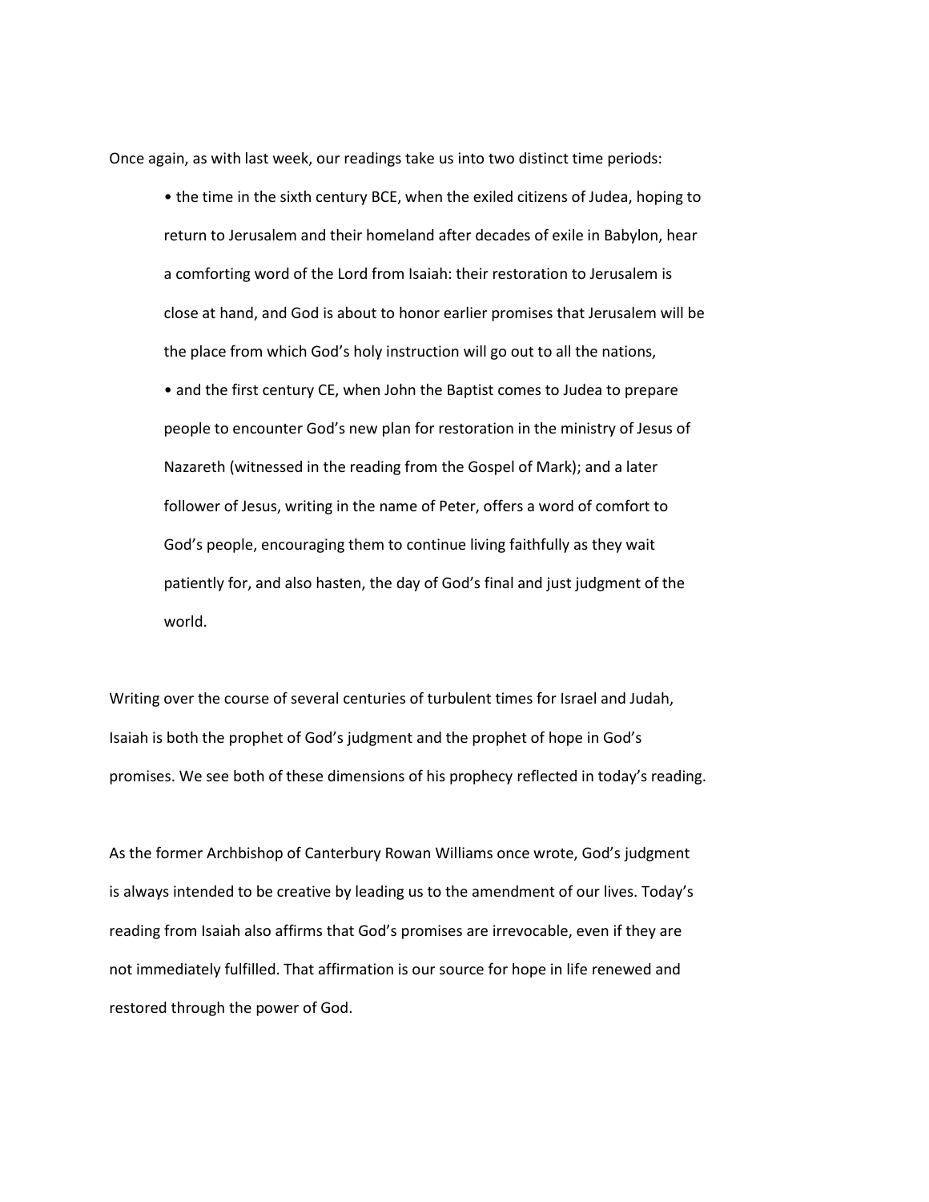Once again, as with last week, our readings take us into two distinct time periods:

- the time in the sixth century BCE, when the exiled citizens of Judea, hoping to return to Jerusalem and their homeland after decades of exile in Babylon, hear a comforting word of the Lord from Isaiah: their restoration to Jerusalem is close at hand, and God is about to honor earlier promises that Jerusalem will be the place from which God's holy instruction will go out to all the nations,
- and the first century CE, when John the Baptist comes to Judea to prepare people to encounter God's new plan for restoration in the ministry of Jesus of Nazareth (witnessed in the reading from the Gospel of Mark); and a later follower of Jesus, writing in the name of Peter, offers a word of comfort to God's people, encouraging them to continue living faithfully as they wait patiently for, and also hasten, the day of God's final and just judgment of the world.

Writing over the course of several centuries of turbulent times for Israel and Judah, Isaiah is both the prophet of God's judgment and the prophet of hope in God's promises. We see both of these dimensions of his prophecy reflected in today's reading.

As the former Archbishop of Canterbury Rowan Williams once wrote, God's judgment is always intended to be creative by leading us to the amendment of our lives. Today's reading from Isaiah also affirms that God's promises are irrevocable, even if they are not immediately fulfilled. That affirmation is our source for hope in life renewed and restored through the power of God.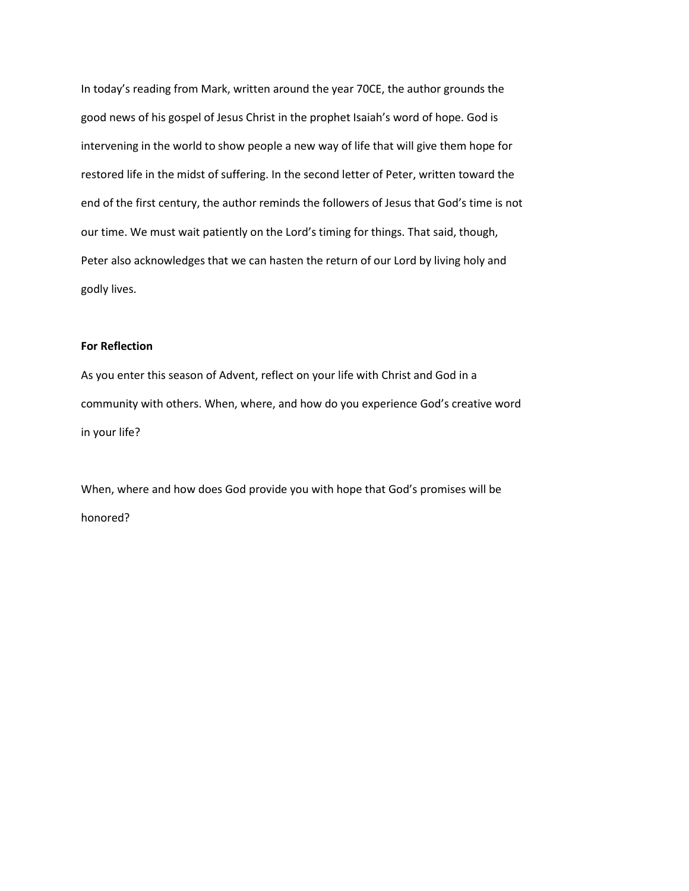In today's reading from Mark, written around the year 70CE, the author grounds the good news of his gospel of Jesus Christ in the prophet Isaiah's word of hope. God is intervening in the world to show people a new way of life that will give them hope for restored life in the midst of suffering. In the second letter of Peter, written toward the end of the first century, the author reminds the followers of Jesus that God's time is not our time. We must wait patiently on the Lord's timing for things. That said, though, Peter also acknowledges that we can hasten the return of our Lord by living holy and godly lives.

**For Reflection**

As you enter this season of Advent, reflect on your life with Christ and God in a community with others. When, where, and how do you experience God's creative word in your life?

When, where and how does God provide you with hope that God's promises will be honored?